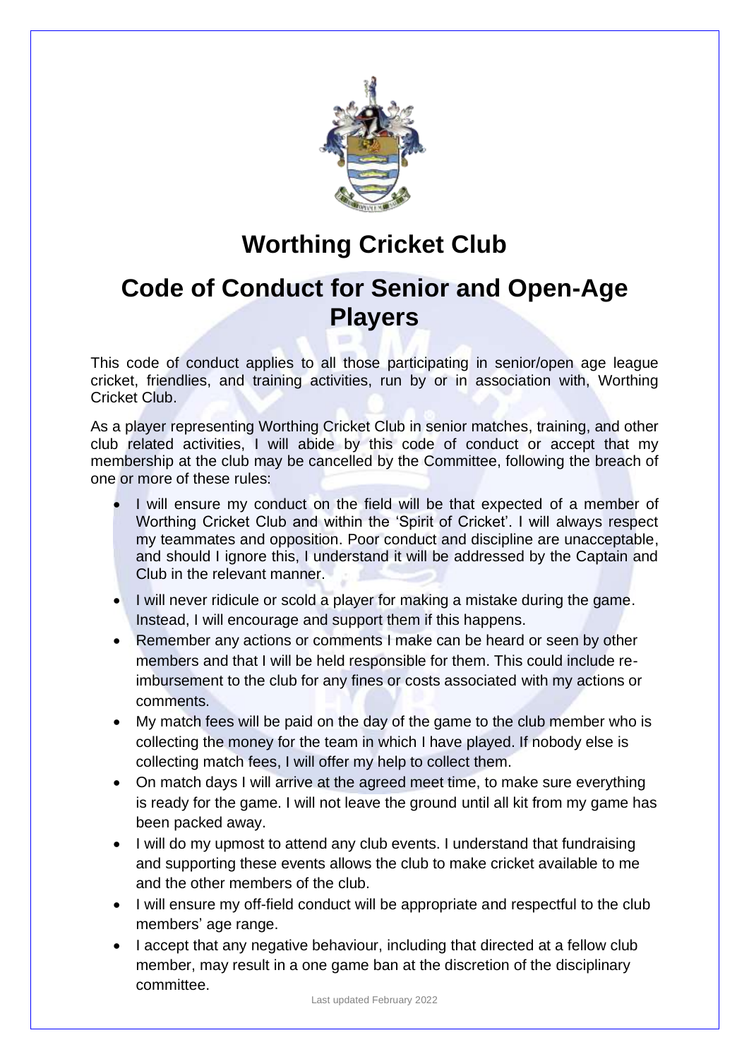# Worthing Cricket Club

# Code of Conduct for Senior and Open-Age Players

This code of conduct applies to all those participating in senior/open age league cricket, friendlies, and training activities, run by or in association with, Worthing Cricket Club.

As a player representing Worthing Cricket Club in senior matches, training, and other club related activities, I will abide by this code of conduct or accept that my membership at the club may be cancelled by the Committee, following the breach of one or more of these rules:

- I will ensure my conduct on the field will be that expected of a member of Worthing Cricket Club and within the 'Spirit of Cricket'. I will always respect my teammates and opposition. Poor conduct and discipline are unacceptable, and should I ignore this, I understand it will be addressed by the Captain and Club in the relevant manner.
- I will never ridicule or scold a player for making a mistake during the game. Instead, I will encourage and support them if this happens.
- Remember any actions or comments I make can be heard or seen by other members and that I will be held responsible for them. This could include re-imbursement to the club for any fines or costs associated with my actions or comments.
- My match fees will be paid on the day of the game to the club member who is collecting the money for the team in which I have played. If nobody else is collecting match fees, I will offer my help to collect them.
- On match days I will arrive at the agreed meet time, to make sure everything is ready for the game. I will not leave the ground until all kit from my game has been packed away.
- I will do my upmost to attend any club events. I understand that fundraising and supporting these events allows the club to make cricket available to me and the other members of the club.
- I will ensure my off-field conduct will be appropriate and respectful to the club members' age range.
- I accept that any negative behaviour, including that directed at a fellow club member, may result in a one game ban at the discretion of the disciplinary committee.

Last updated February 2022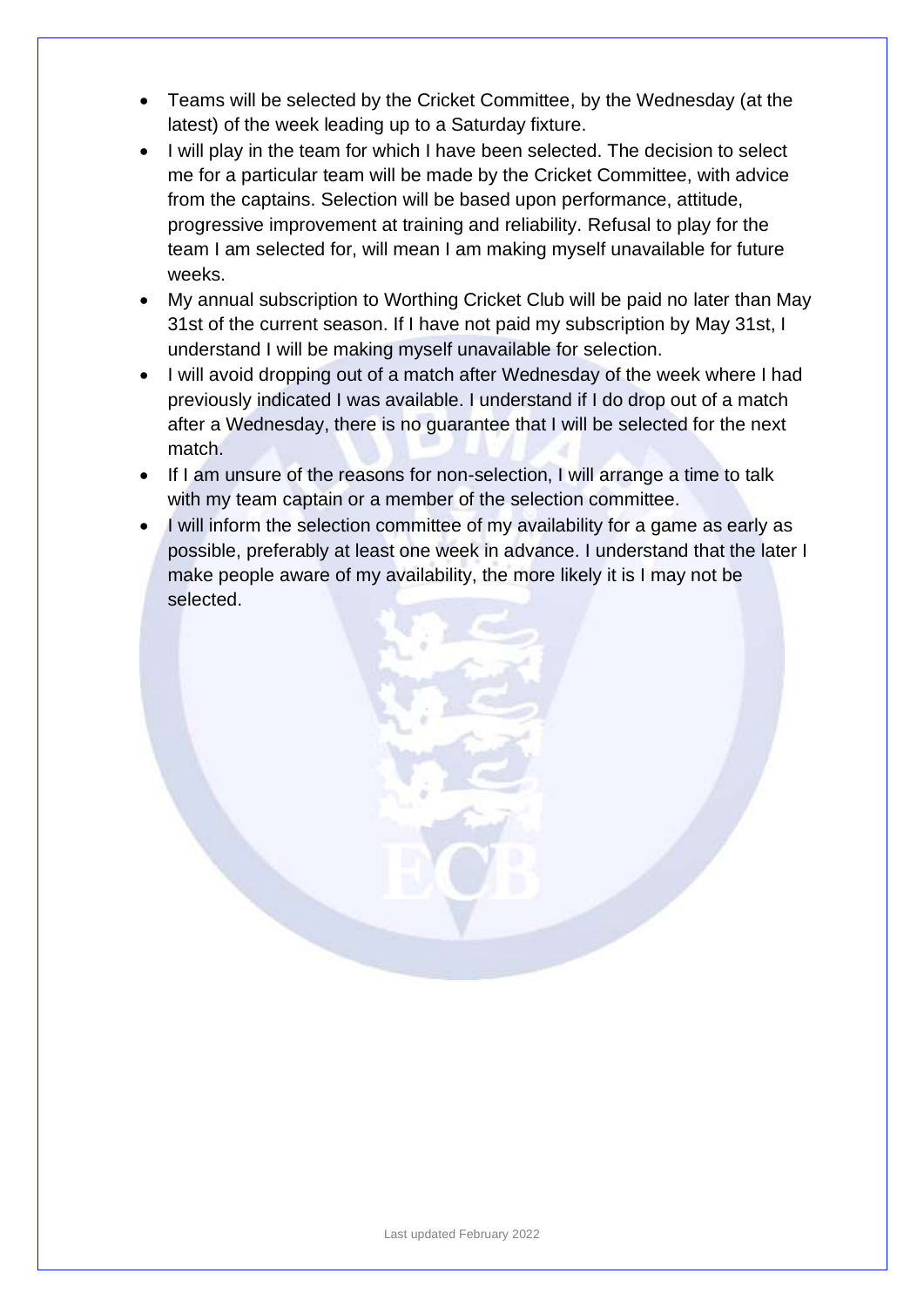- Teams will be selected by the Cricket Committee, by the Wednesday (at the latest) of the week leading up to a Saturday fixture.
- I will play in the team for which I have been selected. The decision to select me for a particular team will be made by the Cricket Committee, with advice from the captains. Selection will be based upon performance, attitude, progressive improvement at training and reliability. Refusal to play for the team I am selected for, will mean I am making myself unavailable for future weeks.
- My annual subscription to Worthing Cricket Club will be paid no later than May 31st of the current season. If I have not paid my subscription by May 31st, I understand I will be making myself unavailable for selection.
- I will avoid dropping out of a match after Wednesday of the week where I had previously indicated I was available. I understand if I do drop out of a match after a Wednesday, there is no guarantee that I will be selected for the next match.
- If I am unsure of the reasons for non-selection, I will arrange a time to talk with my team captain or a member of the selection committee.
- I will inform the selection committee of my availability for a game as early as possible, preferably at least one week in advance. I understand that the later I make people aware of my availability, the more likely it is I may not be selected.

Last updated February 2022